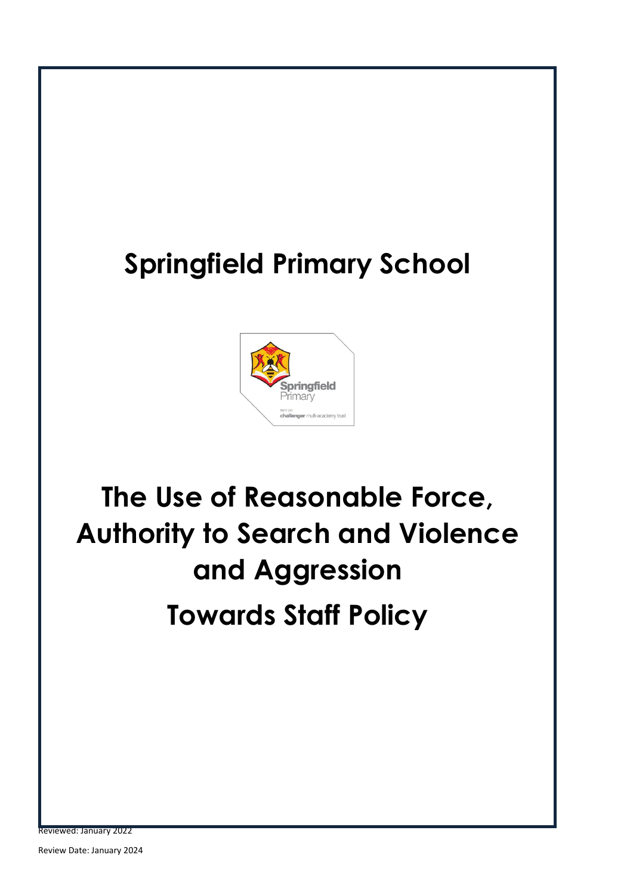# Springfield Primary School

# The Use of Reasonable Force, Authority to Search and Violence and Aggression

# Towards Staff Policy

Reviewed: January 2022

Review Date: January 2024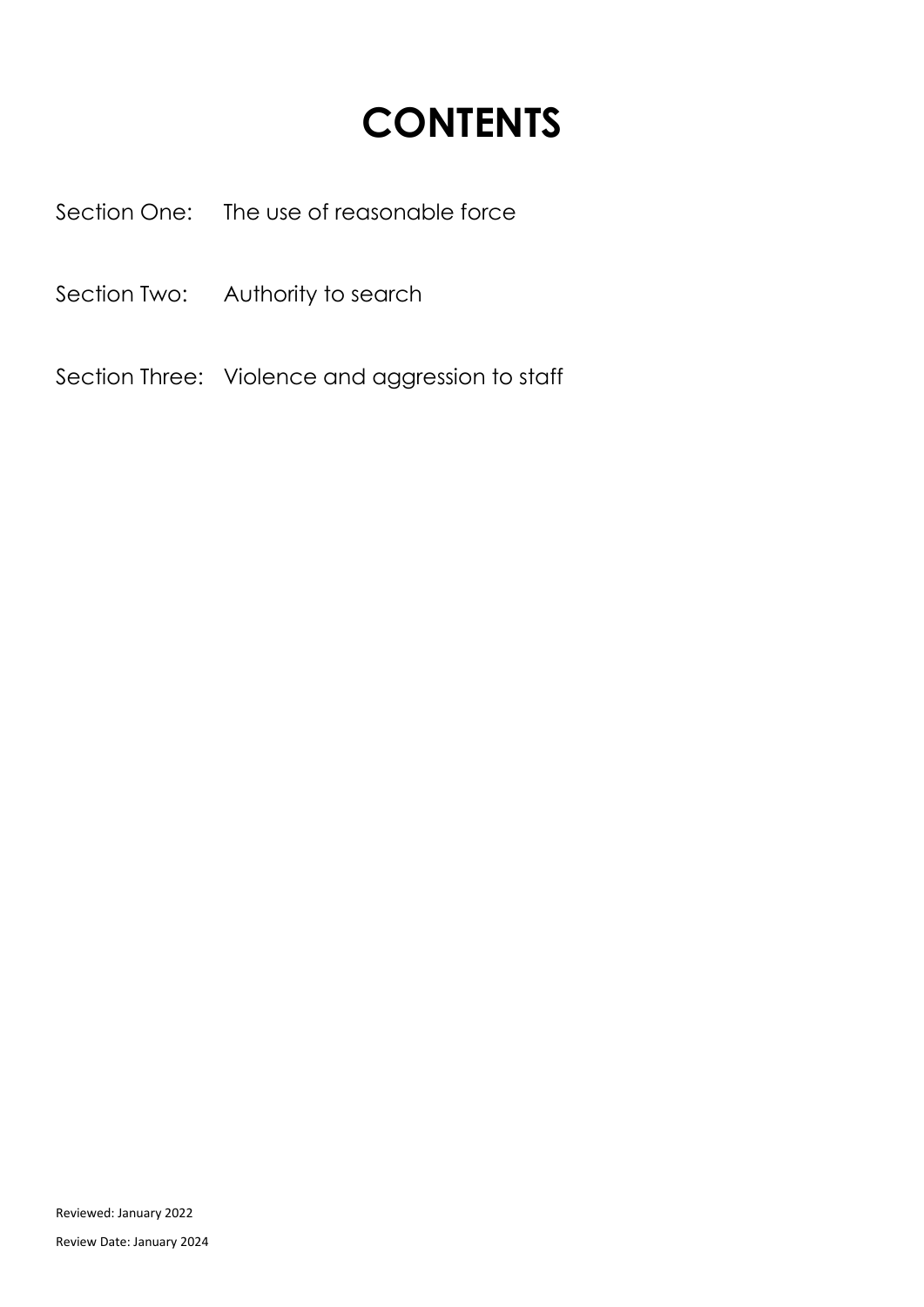# CONTENTS

Section One: The use of reasonable force

Section Two: Authority to search

Section Three: Violence and aggression to staff

Reviewed: January 2022

Review Date: January 2024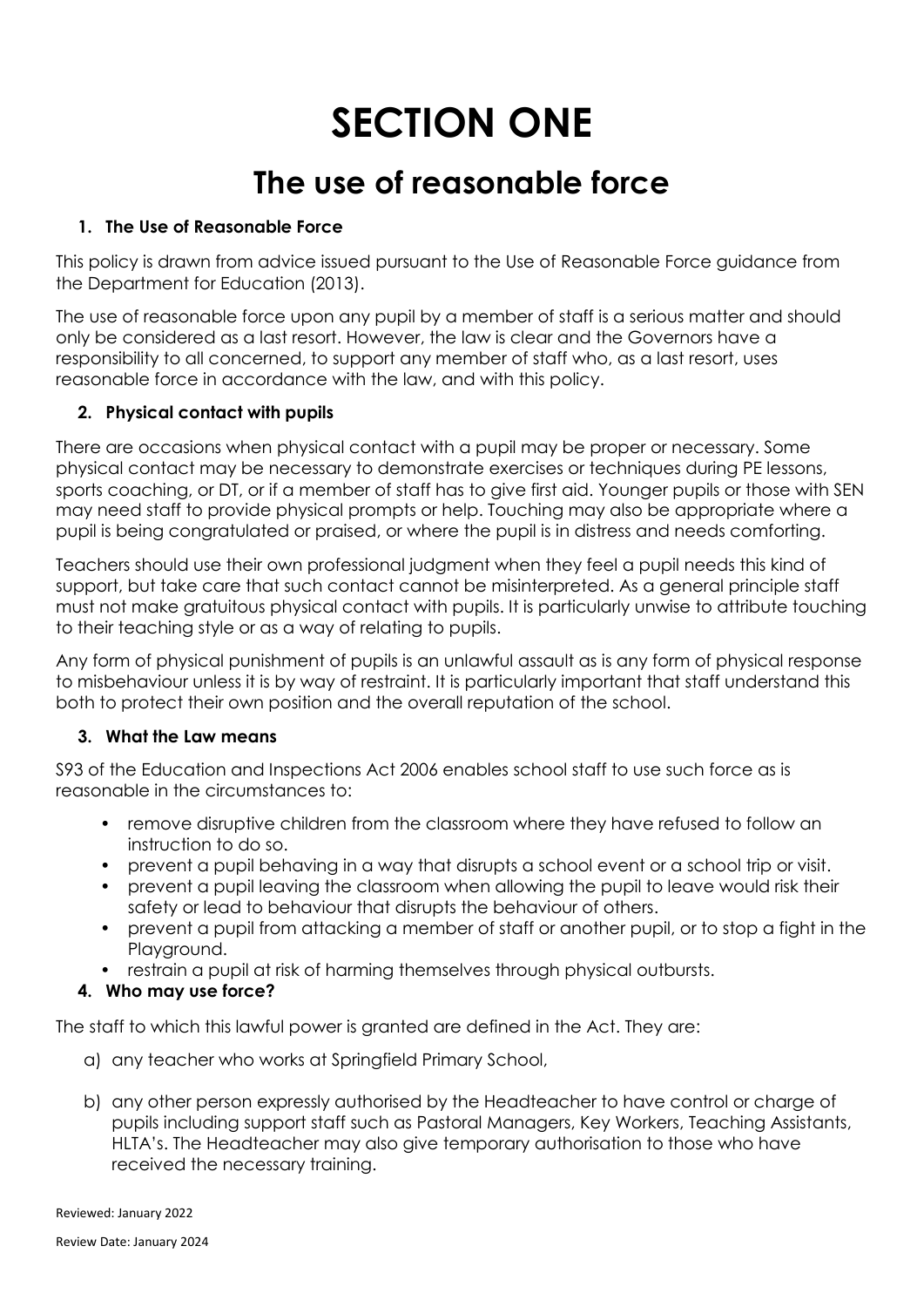# SECTION ONE

## The use of reasonable force

### 1. The Use of Reasonable Force

This policy is drawn from advice issued pursuant to the Use of Reasonable Force guidance from the Department for Education (2013).

The use of reasonable force upon any pupil by a member of staff is a serious matter and should only be considered as a last resort. However, the law is clear and the Governors have a responsibility to all concerned, to support any member of staff who, as a last resort, uses reasonable force in accordance with the law, and with this policy.

### 2. Physical contact with pupils

There are occasions when physical contact with a pupil may be proper or necessary. Some physical contact may be necessary to demonstrate exercises or techniques during PE lessons, sports coaching, or DT, or if a member of staff has to give first aid. Younger pupils or those with SEN may need staff to provide physical prompts or help. Touching may also be appropriate where a pupil is being congratulated or praised, or where the pupil is in distress and needs comforting.

Teachers should use their own professional judgment when they feel a pupil needs this kind of support, but take care that such contact cannot be misinterpreted. As a general principle staff must not make gratuitous physical contact with pupils. It is particularly unwise to attribute touching to their teaching style or as a way of relating to pupils.

Any form of physical punishment of pupils is an unlawful assault as is any form of physical response to misbehaviour unless it is by way of restraint. It is particularly important that staff understand this both to protect their own position and the overall reputation of the school.

### 3. What the Law means

S93 of the Education and Inspections Act 2006 enables school staff to use such force as is reasonable in the circumstances to:

- remove disruptive children from the classroom where they have refused to follow an instruction to do so.
- prevent a pupil behaving in a way that disrupts a school event or a school trip or visit.
- prevent a pupil leaving the classroom when allowing the pupil to leave would risk their safety or lead to behaviour that disrupts the behaviour of others.
- prevent a pupil from attacking a member of staff or another pupil, or to stop a fight in the Playground.
- restrain a pupil at risk of harming themselves through physical outbursts.

### 4. Who may use force?

The staff to which this lawful power is granted are defined in the Act. They are:

a) any teacher who works at Springfield Primary School,

b) any other person expressly authorised by the Headteacher to have control or charge of pupils including support staff such as Pastoral Managers, Key Workers, Teaching Assistants, HLTA's. The Headteacher may also give temporary authorisation to those who have received the necessary training.

Reviewed: January 2022

Review Date: January 2024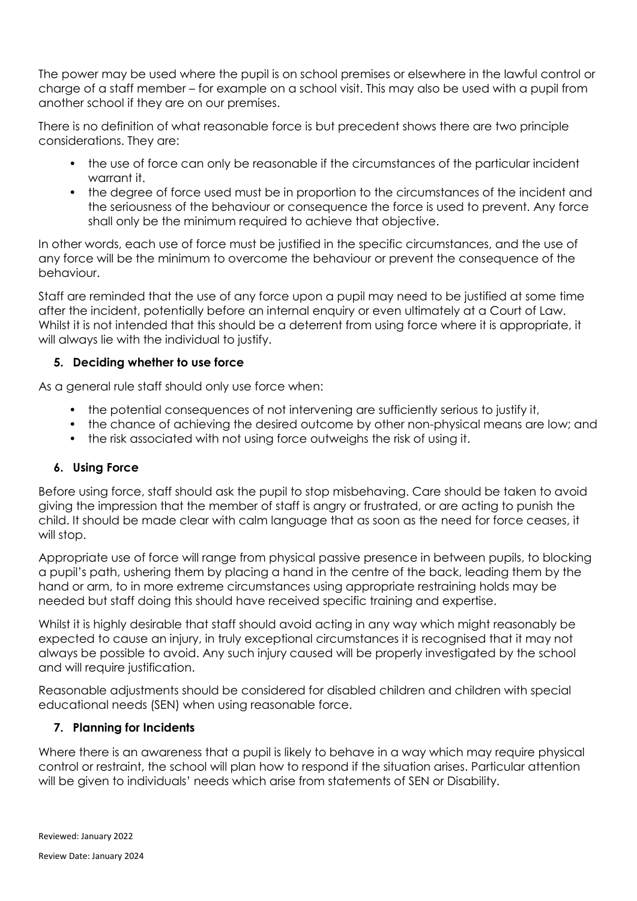The power may be used where the pupil is on school premises or elsewhere in the lawful control or charge of a staff member – for example on a school visit. This may also be used with a pupil from another school if they are on our premises.

There is no definition of what reasonable force is but precedent shows there are two principle considerations. They are:

- the use of force can only be reasonable if the circumstances of the particular incident warrant it.
- the degree of force used must be in proportion to the circumstances of the incident and the seriousness of the behaviour or consequence the force is used to prevent. Any force shall only be the minimum required to achieve that objective.

In other words, each use of force must be justified in the specific circumstances, and the use of any force will be the minimum to overcome the behaviour or prevent the consequence of the behaviour.

Staff are reminded that the use of any force upon a pupil may need to be justified at some time after the incident, potentially before an internal enquiry or even ultimately at a Court of Law. Whilst it is not intended that this should be a deterrent from using force where it is appropriate, it will always lie with the individual to justify.

## 5. Deciding whether to use force

As a general rule staff should only use force when:

- the potential consequences of not intervening are sufficiently serious to justify it,
- the chance of achieving the desired outcome by other non-physical means are low; and
- the risk associated with not using force outweighs the risk of using it.

## 6. Using Force

Before using force, staff should ask the pupil to stop misbehaving. Care should be taken to avoid giving the impression that the member of staff is angry or frustrated, or are acting to punish the child. It should be made clear with calm language that as soon as the need for force ceases, it will stop.

Appropriate use of force will range from physical passive presence in between pupils, to blocking a pupil's path, ushering them by placing a hand in the centre of the back, leading them by the hand or arm, to in more extreme circumstances using appropriate restraining holds may be needed but staff doing this should have received specific training and expertise.

Whilst it is highly desirable that staff should avoid acting in any way which might reasonably be expected to cause an injury, in truly exceptional circumstances it is recognised that it may not always be possible to avoid. Any such injury caused will be properly investigated by the school and will require justification.

Reasonable adjustments should be considered for disabled children and children with special educational needs (SEN) when using reasonable force.

## 7. Planning for Incidents

Where there is an awareness that a pupil is likely to behave in a way which may require physical control or restraint, the school will plan how to respond if the situation arises. Particular attention will be given to individuals' needs which arise from statements of SEN or Disability.

Reviewed: January 2022

Review Date: January 2024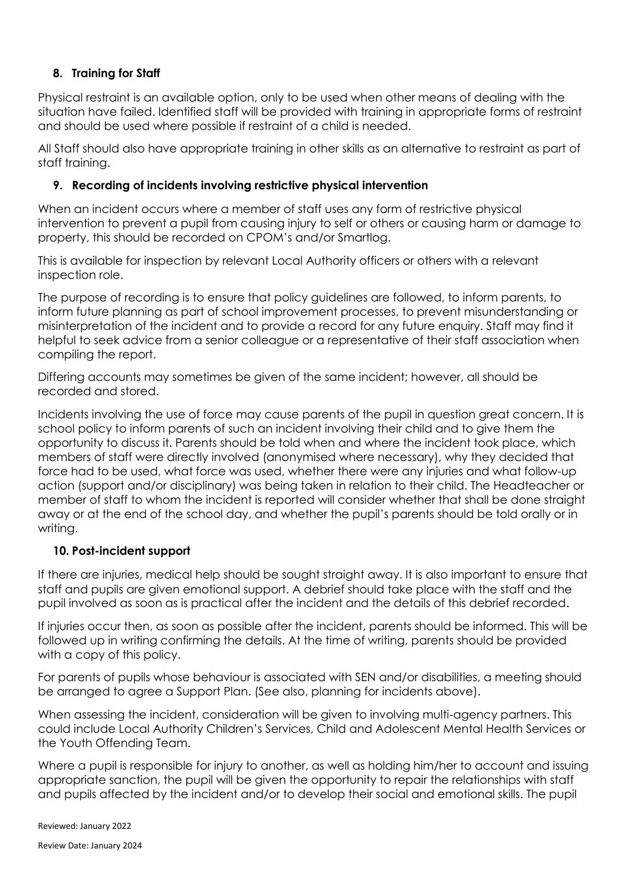## 8. Training for Staff

Physical restraint is an available option, only to be used when other means of dealing with the situation have failed. Identified staff will be provided with training in appropriate forms of restraint and should be used where possible if restraint of a child is needed.

All Staff should also have appropriate training in other skills as an alternative to restraint as part of staff training.

## 9. Recording of incidents involving restrictive physical intervention

When an incident occurs where a member of staff uses any form of restrictive physical intervention to prevent a pupil from causing injury to self or others or causing harm or damage to property, this should be recorded on CPOM's and/or Smartlog.

This is available for inspection by relevant Local Authority officers or others with a relevant inspection role.

The purpose of recording is to ensure that policy guidelines are followed, to inform parents, to inform future planning as part of school improvement processes, to prevent misunderstanding or misinterpretation of the incident and to provide a record for any future enquiry. Staff may find it helpful to seek advice from a senior colleague or a representative of their staff association when compiling the report.

Differing accounts may sometimes be given of the same incident; however, all should be recorded and stored.

Incidents involving the use of force may cause parents of the pupil in question great concern. It is school policy to inform parents of such an incident involving their child and to give them the opportunity to discuss it. Parents should be told when and where the incident took place, which members of staff were directly involved (anonymised where necessary), why they decided that force had to be used, what force was used, whether there were any injuries and what follow-up action (support and/or disciplinary) was being taken in relation to their child. The Headteacher or member of staff to whom the incident is reported will consider whether that shall be done straight away or at the end of the school day, and whether the pupil's parents should be told orally or in writing.

## 10. Post-incident support

If there are injuries, medical help should be sought straight away. It is also important to ensure that staff and pupils are given emotional support. A debrief should take place with the staff and the pupil involved as soon as is practical after the incident and the details of this debrief recorded.

If injuries occur then, as soon as possible after the incident, parents should be informed. This will be followed up in writing confirming the details. At the time of writing, parents should be provided with a copy of this policy.

For parents of pupils whose behaviour is associated with SEN and/or disabilities, a meeting should be arranged to agree a Support Plan. (See also, planning for incidents above).

When assessing the incident, consideration will be given to involving multi-agency partners. This could include Local Authority Children's Services, Child and Adolescent Mental Health Services or the Youth Offending Team.

Where a pupil is responsible for injury to another, as well as holding him/her to account and issuing appropriate sanction, the pupil will be given the opportunity to repair the relationships with staff and pupils affected by the incident and/or to develop their social and emotional skills. The pupil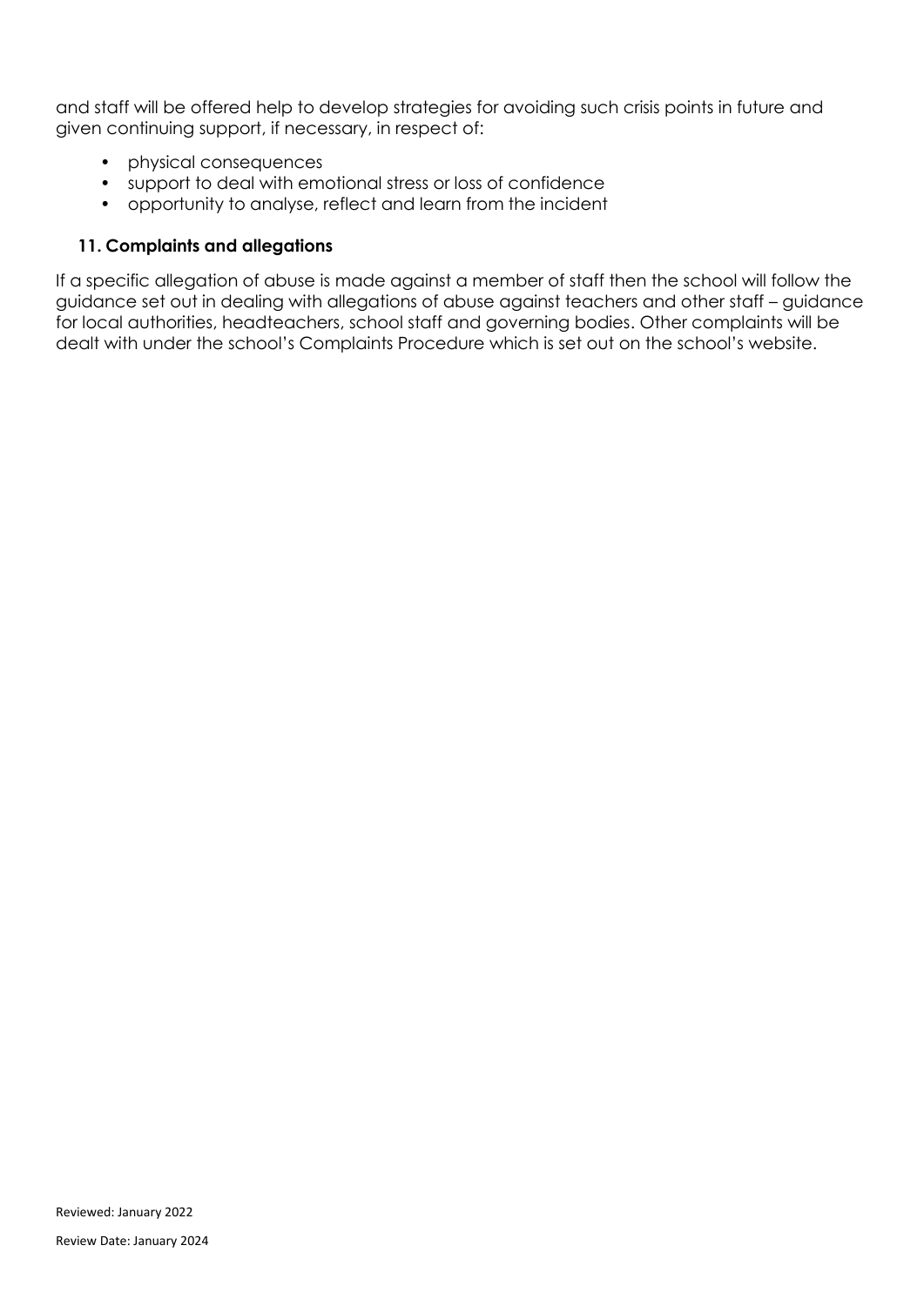and staff will be offered help to develop strategies for avoiding such crisis points in future and given continuing support, if necessary, in respect of:

- physical consequences
- support to deal with emotional stress or loss of confidence
- opportunity to analyse, reflect and learn from the incident

### 11. Complaints and allegations

If a specific allegation of abuse is made against a member of staff then the school will follow the guidance set out in dealing with allegations of abuse against teachers and other staff – guidance for local authorities, headteachers, school staff and governing bodies. Other complaints will be dealt with under the school's Complaints Procedure which is set out on the school's website.

Reviewed: January 2022

Review Date: January 2024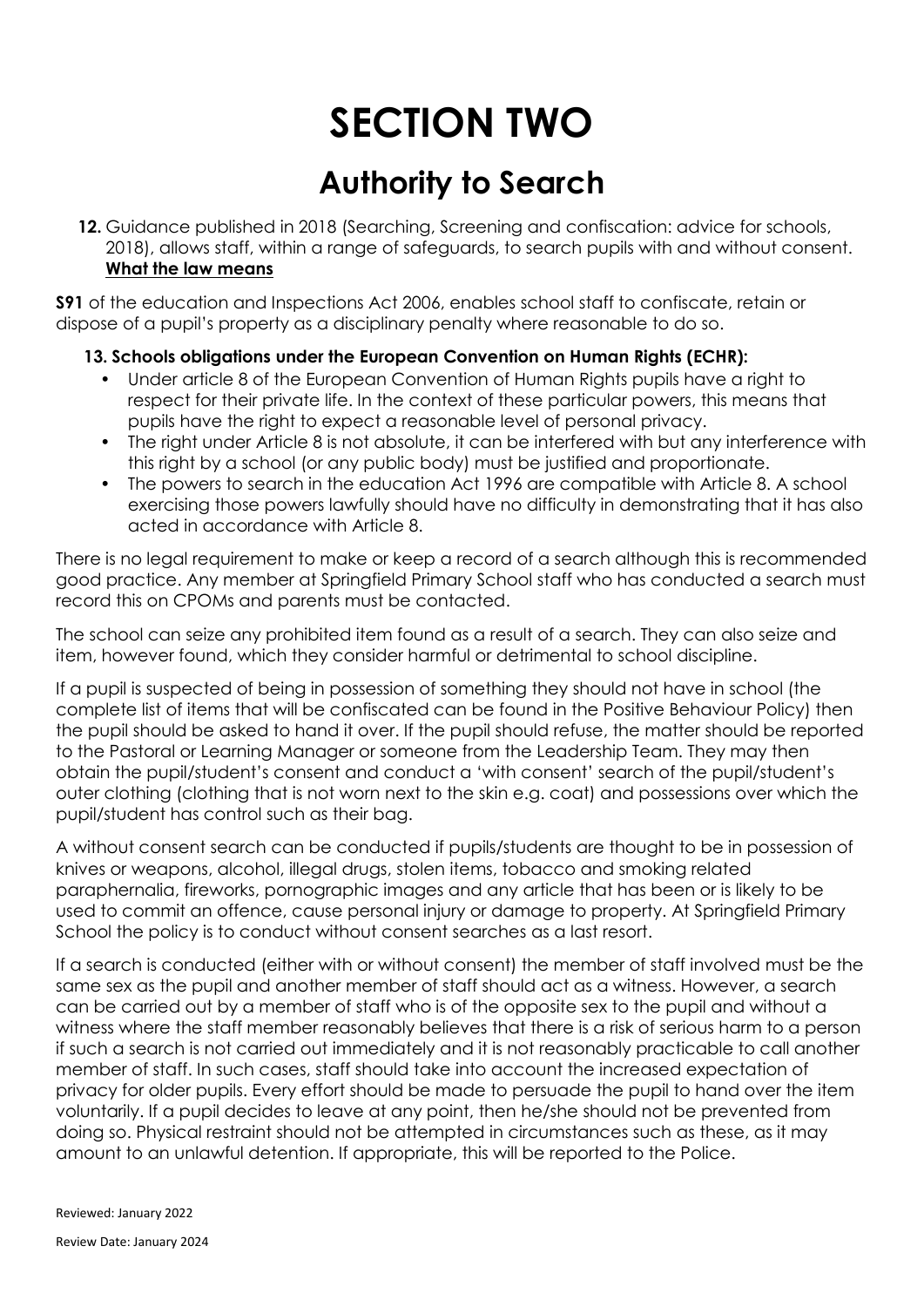# SECTION TWO

## Authority to Search

**12.** Guidance published in 2018 (Searching, Screening and confiscation: advice for schools, 2018), allows staff, within a range of safeguards, to search pupils with and without consent. **What the law means**

**S91** of the education and Inspections Act 2006, enables school staff to confiscate, retain or dispose of a pupil's property as a disciplinary penalty where reasonable to do so.

**13. Schools obligations under the European Convention on Human Rights (ECHR):**

- Under article 8 of the European Convention of Human Rights pupils have a right to respect for their private life. In the context of these particular powers, this means that pupils have the right to expect a reasonable level of personal privacy.
- The right under Article 8 is not absolute, it can be interfered with but any interference with this right by a school (or any public body) must be justified and proportionate.
- The powers to search in the education Act 1996 are compatible with Article 8. A school exercising those powers lawfully should have no difficulty in demonstrating that it has also acted in accordance with Article 8.

There is no legal requirement to make or keep a record of a search although this is recommended good practice. Any member at Springfield Primary School staff who has conducted a search must record this on CPOMs and parents must be contacted.

The school can seize any prohibited item found as a result of a search. They can also seize and item, however found, which they consider harmful or detrimental to school discipline.

If a pupil is suspected of being in possession of something they should not have in school (the complete list of items that will be confiscated can be found in the Positive Behaviour Policy) then the pupil should be asked to hand it over. If the pupil should refuse, the matter should be reported to the Pastoral or Learning Manager or someone from the Leadership Team. They may then obtain the pupil/student's consent and conduct a 'with consent' search of the pupil/student's outer clothing (clothing that is not worn next to the skin e.g. coat) and possessions over which the pupil/student has control such as their bag.

A without consent search can be conducted if pupils/students are thought to be in possession of knives or weapons, alcohol, illegal drugs, stolen items, tobacco and smoking related paraphernalia, fireworks, pornographic images and any article that has been or is likely to be used to commit an offence, cause personal injury or damage to property. At Springfield Primary School the policy is to conduct without consent searches as a last resort.

If a search is conducted (either with or without consent) the member of staff involved must be the same sex as the pupil and another member of staff should act as a witness. However, a search can be carried out by a member of staff who is of the opposite sex to the pupil and without a witness where the staff member reasonably believes that there is a risk of serious harm to a person if such a search is not carried out immediately and it is not reasonably practicable to call another member of staff. In such cases, staff should take into account the increased expectation of privacy for older pupils. Every effort should be made to persuade the pupil to hand over the item voluntarily. If a pupil decides to leave at any point, then he/she should not be prevented from doing so. Physical restraint should not be attempted in circumstances such as these, as it may amount to an unlawful detention. If appropriate, this will be reported to the Police.

Reviewed: January 2022

Review Date: January 2024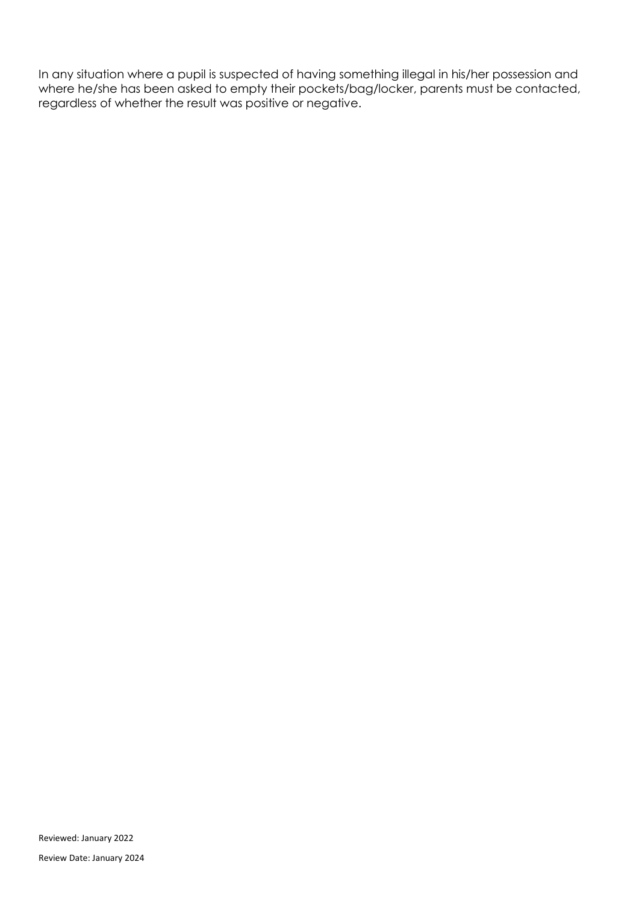In any situation where a pupil is suspected of having something illegal in his/her possession and where he/she has been asked to empty their pockets/bag/locker, parents must be contacted, regardless of whether the result was positive or negative.

Reviewed: January 2022

Review Date: January 2024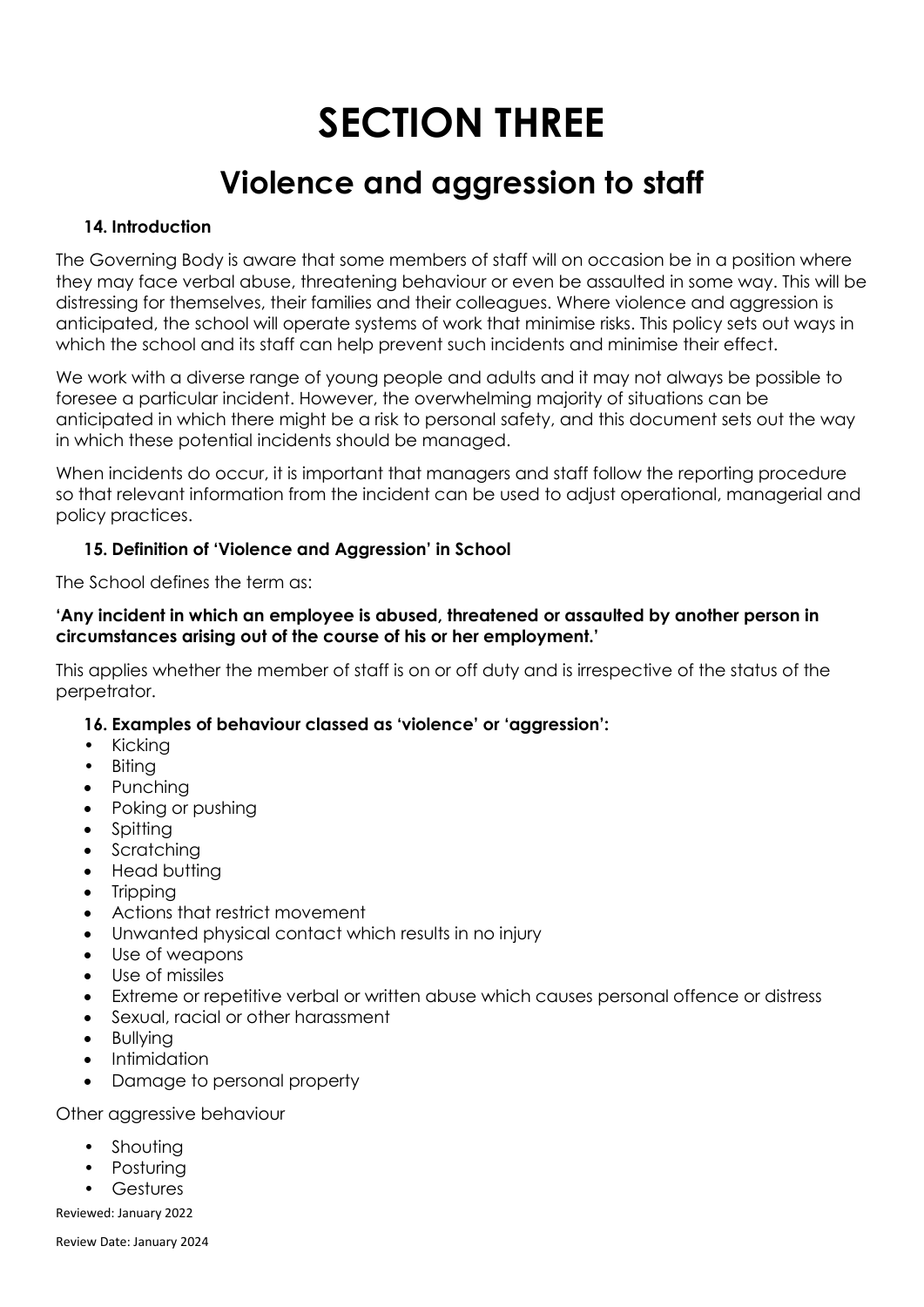# SECTION THREE

## Violence and aggression to staff

### 14. Introduction

The Governing Body is aware that some members of staff will on occasion be in a position where they may face verbal abuse, threatening behaviour or even be assaulted in some way. This will be distressing for themselves, their families and their colleagues. Where violence and aggression is anticipated, the school will operate systems of work that minimise risks. This policy sets out ways in which the school and its staff can help prevent such incidents and minimise their effect.

We work with a diverse range of young people and adults and it may not always be possible to foresee a particular incident. However, the overwhelming majority of situations can be anticipated in which there might be a risk to personal safety, and this document sets out the way in which these potential incidents should be managed.

When incidents do occur, it is important that managers and staff follow the reporting procedure so that relevant information from the incident can be used to adjust operational, managerial and policy practices.

### 15. Definition of 'Violence and Aggression' in School

The School defines the term as:

**'Any incident in which an employee is abused, threatened or assaulted by another person in circumstances arising out of the course of his or her employment.'**

This applies whether the member of staff is on or off duty and is irrespective of the status of the perpetrator.

### 16. Examples of behaviour classed as 'violence' or 'aggression':

- Kicking
- Biting
- Punching
- Poking or pushing
- Spitting
- Scratching
- Head butting
- Tripping
- Actions that restrict movement
- Unwanted physical contact which results in no injury
- Use of weapons
- Use of missiles
- Extreme or repetitive verbal or written abuse which causes personal offence or distress
- Sexual, racial or other harassment
- Bullying
- Intimidation
- Damage to personal property

Other aggressive behaviour

- Shouting
- Posturing
- Gestures

Reviewed: January 2022

Review Date: January 2024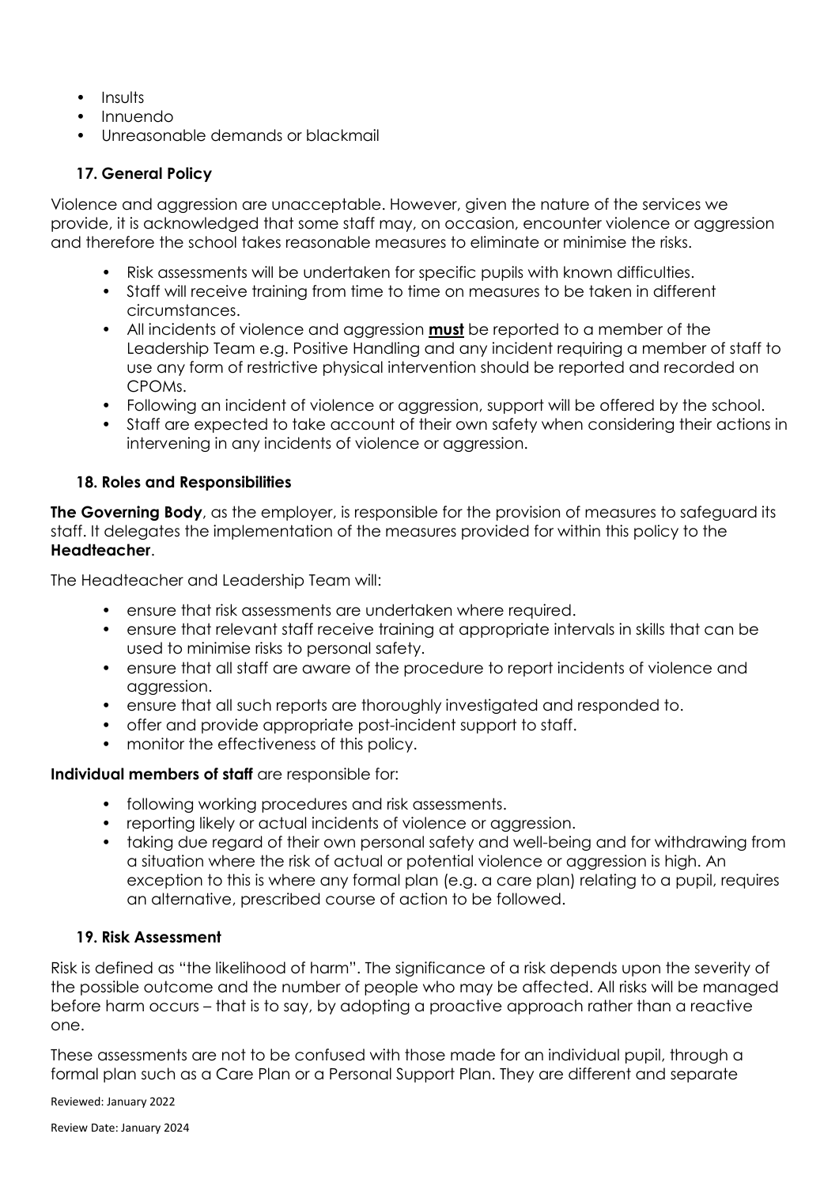- Insults
- Innuendo
- Unreasonable demands or blackmail

### 17. General Policy

Violence and aggression are unacceptable. However, given the nature of the services we provide, it is acknowledged that some staff may, on occasion, encounter violence or aggression and therefore the school takes reasonable measures to eliminate or minimise the risks.

- Risk assessments will be undertaken for specific pupils with known difficulties.
- Staff will receive training from time to time on measures to be taken in different circumstances.
- All incidents of violence and aggression **must** be reported to a member of the Leadership Team e.g. Positive Handling and any incident requiring a member of staff to use any form of restrictive physical intervention should be reported and recorded on CPOMs.
- Following an incident of violence or aggression, support will be offered by the school.
- Staff are expected to take account of their own safety when considering their actions in intervening in any incidents of violence or aggression.

### 18. Roles and Responsibilities

**The Governing Body**, as the employer, is responsible for the provision of measures to safeguard its staff. It delegates the implementation of the measures provided for within this policy to the **Headteacher**.

The Headteacher and Leadership Team will:

- ensure that risk assessments are undertaken where required.
- ensure that relevant staff receive training at appropriate intervals in skills that can be used to minimise risks to personal safety.
- ensure that all staff are aware of the procedure to report incidents of violence and aggression.
- ensure that all such reports are thoroughly investigated and responded to.
- offer and provide appropriate post-incident support to staff.
- monitor the effectiveness of this policy.

**Individual members of staff** are responsible for:

- following working procedures and risk assessments.
- reporting likely or actual incidents of violence or aggression.
- taking due regard of their own personal safety and well-being and for withdrawing from a situation where the risk of actual or potential violence or aggression is high. An exception to this is where any formal plan (e.g. a care plan) relating to a pupil, requires an alternative, prescribed course of action to be followed.

### 19. Risk Assessment

Risk is defined as "the likelihood of harm". The significance of a risk depends upon the severity of the possible outcome and the number of people who may be affected. All risks will be managed before harm occurs – that is to say, by adopting a proactive approach rather than a reactive one.

These assessments are not to be confused with those made for an individual pupil, through a formal plan such as a Care Plan or a Personal Support Plan. They are different and separate

Reviewed: January 2022

Review Date: January 2024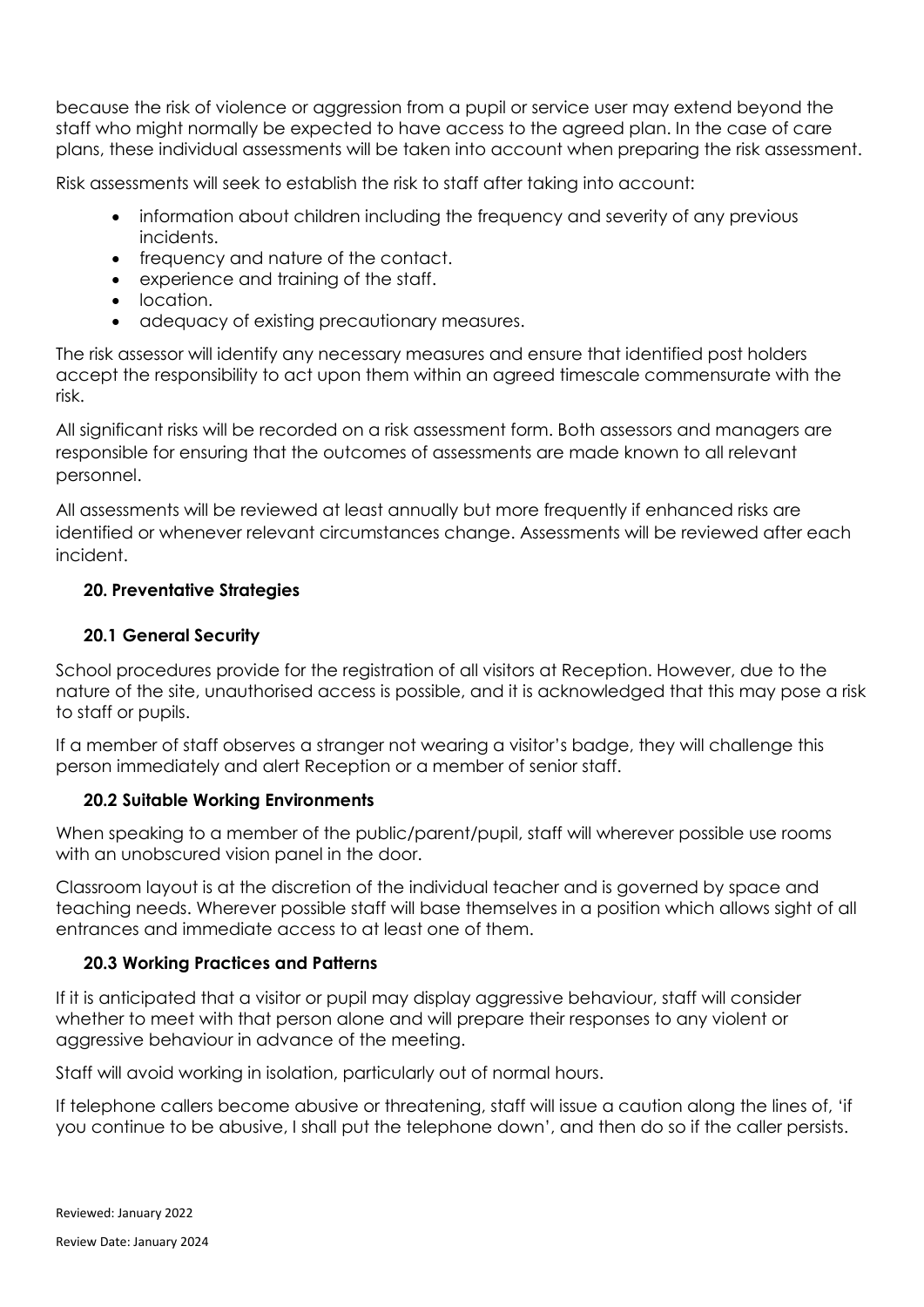because the risk of violence or aggression from a pupil or service user may extend beyond the staff who might normally be expected to have access to the agreed plan. In the case of care plans, these individual assessments will be taken into account when preparing the risk assessment.

Risk assessments will seek to establish the risk to staff after taking into account:

- information about children including the frequency and severity of any previous incidents.
- frequency and nature of the contact.
- experience and training of the staff.
- location.
- adequacy of existing precautionary measures.

The risk assessor will identify any necessary measures and ensure that identified post holders accept the responsibility to act upon them within an agreed timescale commensurate with the risk.

All significant risks will be recorded on a risk assessment form. Both assessors and managers are responsible for ensuring that the outcomes of assessments are made known to all relevant personnel.

All assessments will be reviewed at least annually but more frequently if enhanced risks are identified or whenever relevant circumstances change. Assessments will be reviewed after each incident.

## 20. Preventative Strategies

### 20.1 General Security

School procedures provide for the registration of all visitors at Reception. However, due to the nature of the site, unauthorised access is possible, and it is acknowledged that this may pose a risk to staff or pupils.

If a member of staff observes a stranger not wearing a visitor's badge, they will challenge this person immediately and alert Reception or a member of senior staff.

### 20.2 Suitable Working Environments

When speaking to a member of the public/parent/pupil, staff will wherever possible use rooms with an unobscured vision panel in the door.

Classroom layout is at the discretion of the individual teacher and is governed by space and teaching needs. Wherever possible staff will base themselves in a position which allows sight of all entrances and immediate access to at least one of them.

### 20.3 Working Practices and Patterns

If it is anticipated that a visitor or pupil may display aggressive behaviour, staff will consider whether to meet with that person alone and will prepare their responses to any violent or aggressive behaviour in advance of the meeting.

Staff will avoid working in isolation, particularly out of normal hours.

If telephone callers become abusive or threatening, staff will issue a caution along the lines of, 'if you continue to be abusive, I shall put the telephone down', and then do so if the caller persists.

Reviewed: January 2022

Review Date: January 2024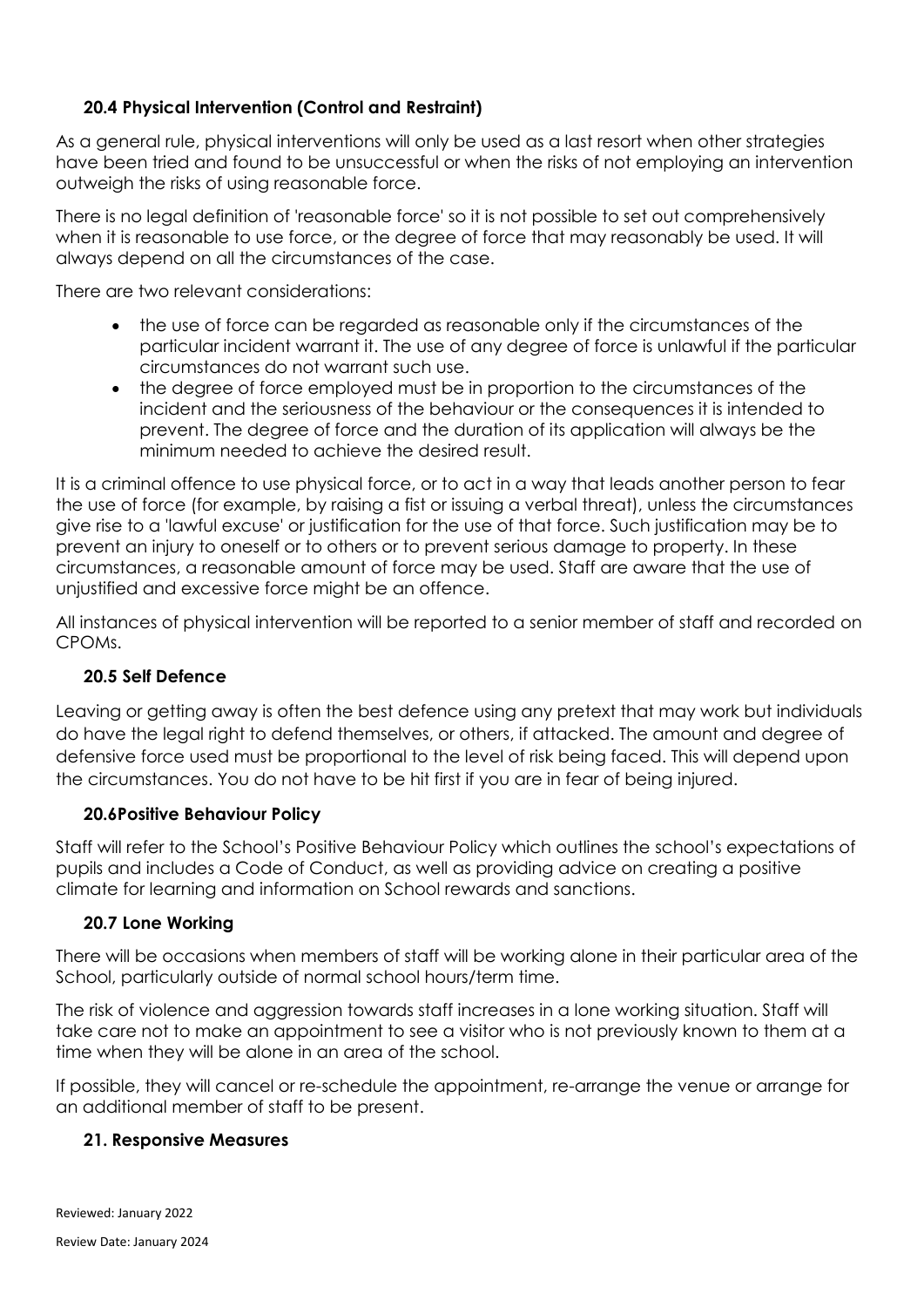### 20.4 Physical Intervention (Control and Restraint)

As a general rule, physical interventions will only be used as a last resort when other strategies have been tried and found to be unsuccessful or when the risks of not employing an intervention outweigh the risks of using reasonable force.

There is no legal definition of 'reasonable force' so it is not possible to set out comprehensively when it is reasonable to use force, or the degree of force that may reasonably be used. It will always depend on all the circumstances of the case.

There are two relevant considerations:

- the use of force can be regarded as reasonable only if the circumstances of the particular incident warrant it. The use of any degree of force is unlawful if the particular circumstances do not warrant such use.
- the degree of force employed must be in proportion to the circumstances of the incident and the seriousness of the behaviour or the consequences it is intended to prevent. The degree of force and the duration of its application will always be the minimum needed to achieve the desired result.

It is a criminal offence to use physical force, or to act in a way that leads another person to fear the use of force (for example, by raising a fist or issuing a verbal threat), unless the circumstances give rise to a 'lawful excuse' or justification for the use of that force. Such justification may be to prevent an injury to oneself or to others or to prevent serious damage to property. In these circumstances, a reasonable amount of force may be used. Staff are aware that the use of unjustified and excessive force might be an offence.

All instances of physical intervention will be reported to a senior member of staff and recorded on CPOMs.

### 20.5 Self Defence

Leaving or getting away is often the best defence using any pretext that may work but individuals do have the legal right to defend themselves, or others, if attacked. The amount and degree of defensive force used must be proportional to the level of risk being faced. This will depend upon the circumstances. You do not have to be hit first if you are in fear of being injured.

### 20.6Positive Behaviour Policy

Staff will refer to the School's Positive Behaviour Policy which outlines the school's expectations of pupils and includes a Code of Conduct, as well as providing advice on creating a positive climate for learning and information on School rewards and sanctions.

### 20.7 Lone Working

There will be occasions when members of staff will be working alone in their particular area of the School, particularly outside of normal school hours/term time.

The risk of violence and aggression towards staff increases in a lone working situation. Staff will take care not to make an appointment to see a visitor who is not previously known to them at a time when they will be alone in an area of the school.

If possible, they will cancel or re-schedule the appointment, re-arrange the venue or arrange for an additional member of staff to be present.

### 21. Responsive Measures

Reviewed: January 2022

Review Date: January 2024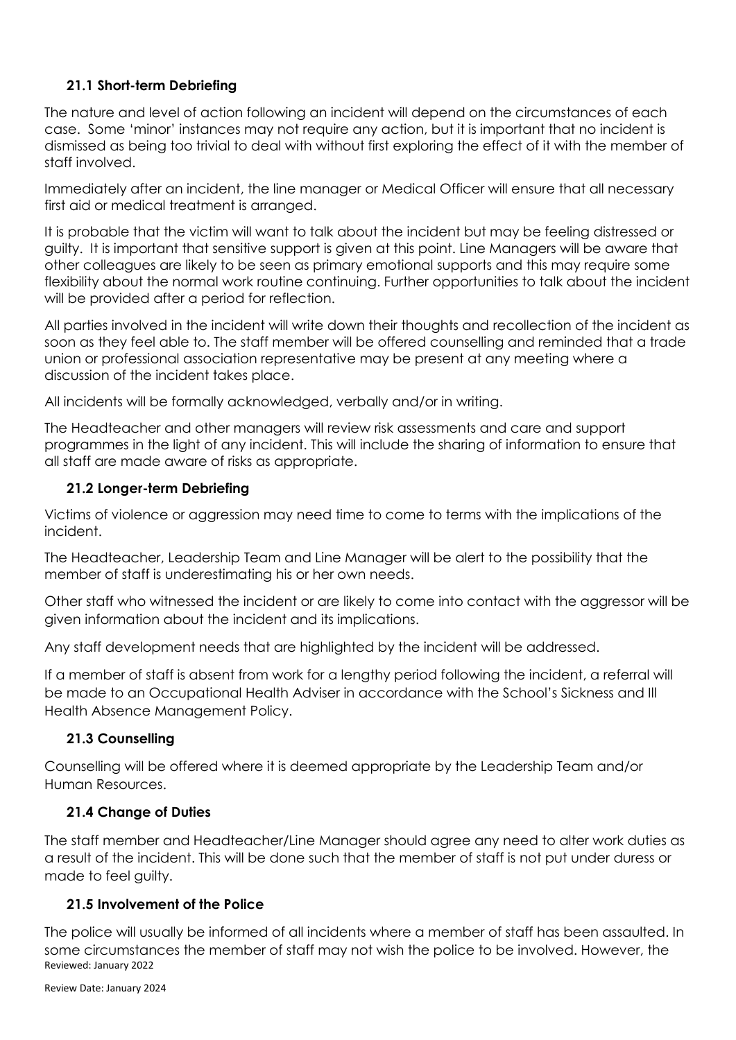### 21.1 Short-term Debriefing

The nature and level of action following an incident will depend on the circumstances of each case. Some 'minor' instances may not require any action, but it is important that no incident is dismissed as being too trivial to deal with without first exploring the effect of it with the member of staff involved.

Immediately after an incident, the line manager or Medical Officer will ensure that all necessary first aid or medical treatment is arranged.

It is probable that the victim will want to talk about the incident but may be feeling distressed or guilty. It is important that sensitive support is given at this point. Line Managers will be aware that other colleagues are likely to be seen as primary emotional supports and this may require some flexibility about the normal work routine continuing. Further opportunities to talk about the incident will be provided after a period for reflection.

All parties involved in the incident will write down their thoughts and recollection of the incident as soon as they feel able to. The staff member will be offered counselling and reminded that a trade union or professional association representative may be present at any meeting where a discussion of the incident takes place.

All incidents will be formally acknowledged, verbally and/or in writing.

The Headteacher and other managers will review risk assessments and care and support programmes in the light of any incident. This will include the sharing of information to ensure that all staff are made aware of risks as appropriate.

### 21.2 Longer-term Debriefing

Victims of violence or aggression may need time to come to terms with the implications of the incident.

The Headteacher, Leadership Team and Line Manager will be alert to the possibility that the member of staff is underestimating his or her own needs.

Other staff who witnessed the incident or are likely to come into contact with the aggressor will be given information about the incident and its implications.

Any staff development needs that are highlighted by the incident will be addressed.

If a member of staff is absent from work for a lengthy period following the incident, a referral will be made to an Occupational Health Adviser in accordance with the School's Sickness and Ill Health Absence Management Policy.

### 21.3 Counselling

Counselling will be offered where it is deemed appropriate by the Leadership Team and/or Human Resources.

### 21.4 Change of Duties

The staff member and Headteacher/Line Manager should agree any need to alter work duties as a result of the incident. This will be done such that the member of staff is not put under duress or made to feel guilty.

### 21.5 Involvement of the Police

The police will usually be informed of all incidents where a member of staff has been assaulted. In some circumstances the member of staff may not wish the police to be involved. However, the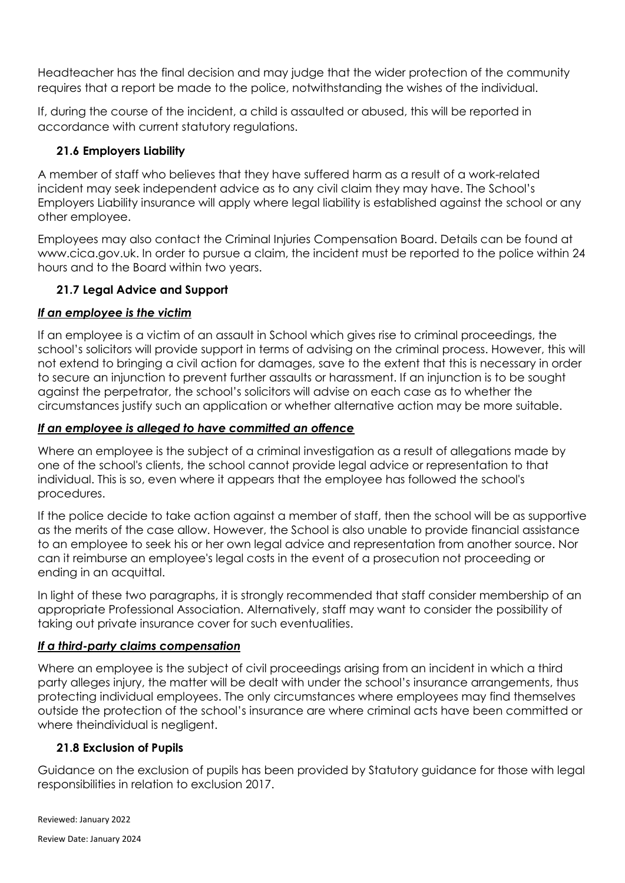Headteacher has the final decision and may judge that the wider protection of the community requires that a report be made to the police, notwithstanding the wishes of the individual.

If, during the course of the incident, a child is assaulted or abused, this will be reported in accordance with current statutory regulations.

### 21.6 Employers Liability

A member of staff who believes that they have suffered harm as a result of a work-related incident may seek independent advice as to any civil claim they may have. The School's Employers Liability insurance will apply where legal liability is established against the school or any other employee.

Employees may also contact the Criminal Injuries Compensation Board. Details can be found at www.cica.gov.uk. In order to pursue a claim, the incident must be reported to the police within 24 hours and to the Board within two years.

### 21.7 Legal Advice and Support

***If an employee is the victim***

If an employee is a victim of an assault in School which gives rise to criminal proceedings, the school's solicitors will provide support in terms of advising on the criminal process. However, this will not extend to bringing a civil action for damages, save to the extent that this is necessary in order to secure an injunction to prevent further assaults or harassment. If an injunction is to be sought against the perpetrator, the school's solicitors will advise on each case as to whether the circumstances justify such an application or whether alternative action may be more suitable.

***If an employee is alleged to have committed an offence***

Where an employee is the subject of a criminal investigation as a result of allegations made by one of the school's clients, the school cannot provide legal advice or representation to that individual. This is so, even where it appears that the employee has followed the school's procedures.

If the police decide to take action against a member of staff, then the school will be as supportive as the merits of the case allow. However, the School is also unable to provide financial assistance to an employee to seek his or her own legal advice and representation from another source. Nor can it reimburse an employee's legal costs in the event of a prosecution not proceeding or ending in an acquittal.

In light of these two paragraphs, it is strongly recommended that staff consider membership of an appropriate Professional Association. Alternatively, staff may want to consider the possibility of taking out private insurance cover for such eventualities.

***If a third-party claims compensation***

Where an employee is the subject of civil proceedings arising from an incident in which a third party alleges injury, the matter will be dealt with under the school's insurance arrangements, thus protecting individual employees. The only circumstances where employees may find themselves outside the protection of the school's insurance are where criminal acts have been committed or where theindividual is negligent.

### 21.8 Exclusion of Pupils

Guidance on the exclusion of pupils has been provided by Statutory guidance for those with legal responsibilities in relation to exclusion 2017.

Reviewed: January 2022

Review Date: January 2024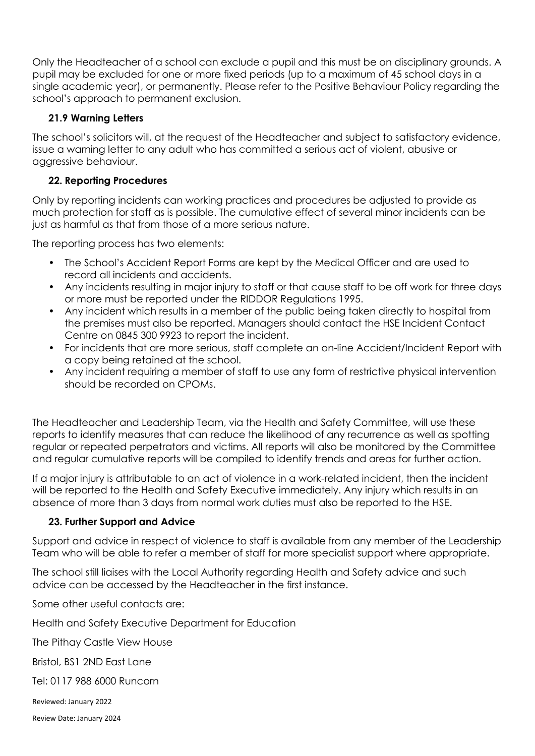Only the Headteacher of a school can exclude a pupil and this must be on disciplinary grounds. A pupil may be excluded for one or more fixed periods (up to a maximum of 45 school days in a single academic year), or permanently. Please refer to the Positive Behaviour Policy regarding the school's approach to permanent exclusion.

### 21.9 Warning Letters

The school's solicitors will, at the request of the Headteacher and subject to satisfactory evidence, issue a warning letter to any adult who has committed a serious act of violent, abusive or aggressive behaviour.

### 22. Reporting Procedures

Only by reporting incidents can working practices and procedures be adjusted to provide as much protection for staff as is possible. The cumulative effect of several minor incidents can be just as harmful as that from those of a more serious nature.

The reporting process has two elements:

- The School's Accident Report Forms are kept by the Medical Officer and are used to record all incidents and accidents.
- Any incidents resulting in major injury to staff or that cause staff to be off work for three days or more must be reported under the RIDDOR Regulations 1995.
- Any incident which results in a member of the public being taken directly to hospital from the premises must also be reported. Managers should contact the HSE Incident Contact Centre on 0845 300 9923 to report the incident.
- For incidents that are more serious, staff complete an on-line Accident/Incident Report with a copy being retained at the school.
- Any incident requiring a member of staff to use any form of restrictive physical intervention should be recorded on CPOMs.

The Headteacher and Leadership Team, via the Health and Safety Committee, will use these reports to identify measures that can reduce the likelihood of any recurrence as well as spotting regular or repeated perpetrators and victims. All reports will also be monitored by the Committee and regular cumulative reports will be compiled to identify trends and areas for further action.

If a major injury is attributable to an act of violence in a work-related incident, then the incident will be reported to the Health and Safety Executive immediately. Any injury which results in an absence of more than 3 days from normal work duties must also be reported to the HSE.

### 23. Further Support and Advice

Support and advice in respect of violence to staff is available from any member of the Leadership Team who will be able to refer a member of staff for more specialist support where appropriate.

The school still liaises with the Local Authority regarding Health and Safety advice and such advice can be accessed by the Headteacher in the first instance.

Some other useful contacts are:

Health and Safety Executive Department for Education

The Pithay Castle View House

Bristol, BS1 2ND East Lane

Tel: 0117 988 6000 Runcorn

Reviewed: January 2022

Review Date: January 2024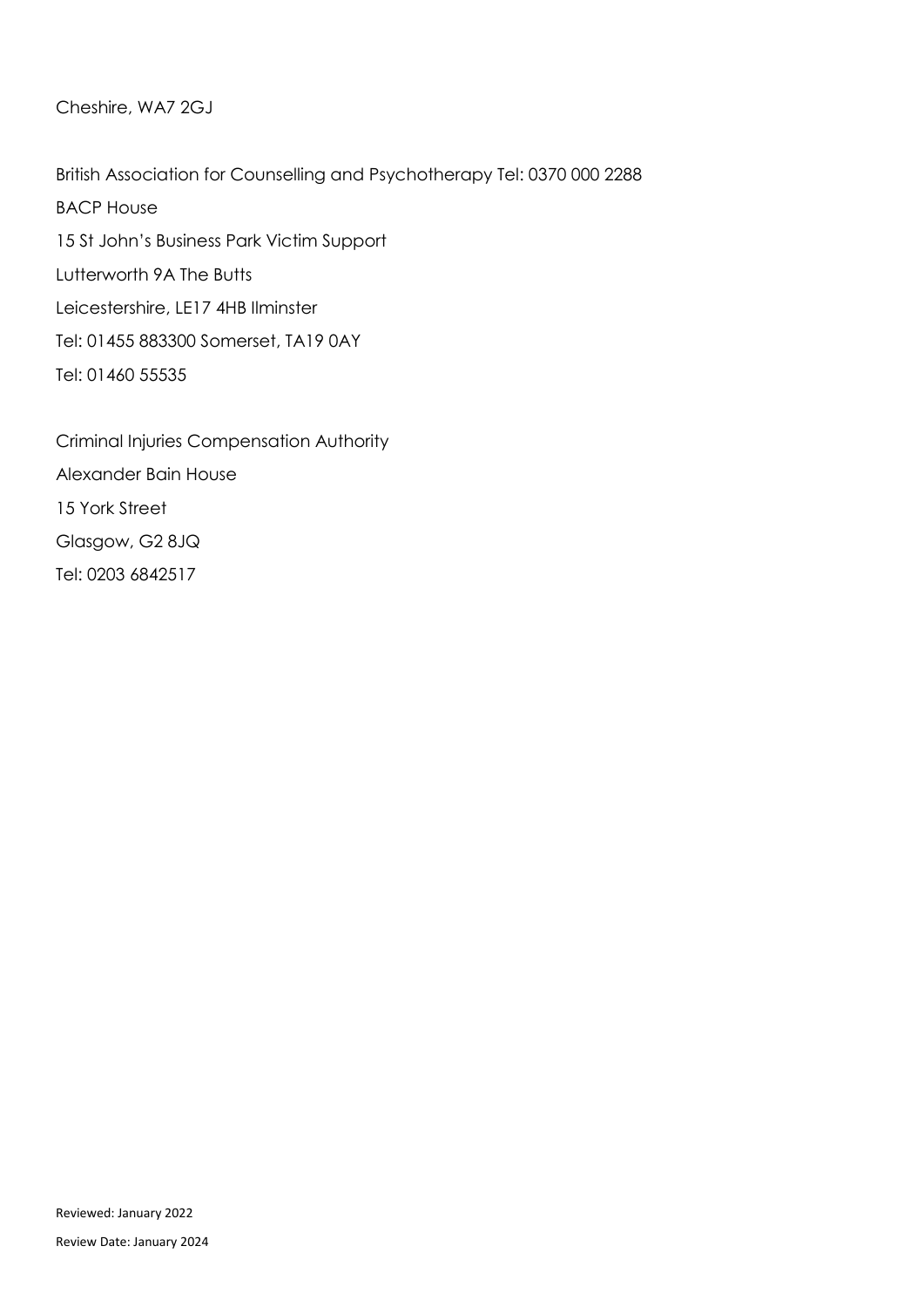Cheshire, WA7 2GJ

British Association for Counselling and Psychotherapy Tel: 0370 000 2288

BACP House

15 St John's Business Park Victim Support

Lutterworth 9A The Butts

Leicestershire, LE17 4HB Ilminster

Tel: 01455 883300 Somerset, TA19 0AY

Tel: 01460 55535

Criminal Injuries Compensation Authority

Alexander Bain House

15 York Street

Glasgow, G2 8JQ

Tel: 0203 6842517